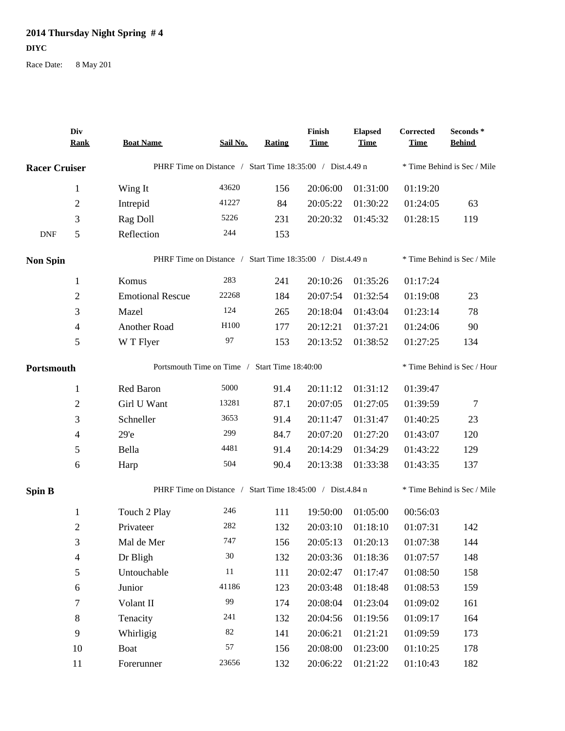# 2014 Thursday Night Spring # 4

**DIYC**

Race Date: 8 May 201

| | Div Rank | Boat Name | Sail No. | Rating | Finish Time | Elapsed Time | Corrected Time | Seconds * Behind |
|---|---|---|---|---|---|---|---|---|
| **Racer Cruiser** | | PHRF Time on Distance / Start Time 18:35:00 / Dist.4.49 n | | | | | * Time Behind is Sec / Mile | |
| | 1 | Wing It | 43620 | 156 | 20:06:00 | 01:31:00 | 01:19:20 | |
| | 2 | Intrepid | 41227 | 84 | 20:05:22 | 01:30:22 | 01:24:05 | 63 |
| | 3 | Rag Doll | 5226 | 231 | 20:20:32 | 01:45:32 | 01:28:15 | 119 |
| DNF | 5 | Reflection | 244 | 153 | | | | |
| **Non Spin** | | PHRF Time on Distance / Start Time 18:35:00 / Dist.4.49 n | | | | | * Time Behind is Sec / Mile | |
| | 1 | Komus | 283 | 241 | 20:10:26 | 01:35:26 | 01:17:24 | |
| | 2 | Emotional Rescue | 22268 | 184 | 20:07:54 | 01:32:54 | 01:19:08 | 23 |
| | 3 | Mazel | 124 | 265 | 20:18:04 | 01:43:04 | 01:23:14 | 78 |
| | 4 | Another Road | H100 | 177 | 20:12:21 | 01:37:21 | 01:24:06 | 90 |
| | 5 | W T Flyer | 97 | 153 | 20:13:52 | 01:38:52 | 01:27:25 | 134 |
| **Portsmouth** | | Portsmouth Time on Time / Start Time 18:40:00 | | | | | * Time Behind is Sec / Hour | |
| | 1 | Red Baron | 5000 | 91.4 | 20:11:12 | 01:31:12 | 01:39:47 | |
| | 2 | Girl U Want | 13281 | 87.1 | 20:07:05 | 01:27:05 | 01:39:59 | 7 |
| | 3 | Schneller | 3653 | 91.4 | 20:11:47 | 01:31:47 | 01:40:25 | 23 |
| | 4 | 29'e | 299 | 84.7 | 20:07:20 | 01:27:20 | 01:43:07 | 120 |
| | 5 | Bella | 4481 | 91.4 | 20:14:29 | 01:34:29 | 01:43:22 | 129 |
| | 6 | Harp | 504 | 90.4 | 20:13:38 | 01:33:38 | 01:43:35 | 137 |
| **Spin B** | | PHRF Time on Distance / Start Time 18:45:00 / Dist.4.84 n | | | | | * Time Behind is Sec / Mile | |
| | 1 | Touch 2 Play | 246 | 111 | 19:50:00 | 01:05:00 | 00:56:03 | |
| | 2 | Privateer | 282 | 132 | 20:03:10 | 01:18:10 | 01:07:31 | 142 |
| | 3 | Mal de Mer | 747 | 156 | 20:05:13 | 01:20:13 | 01:07:38 | 144 |
| | 4 | Dr Bligh | 30 | 132 | 20:03:36 | 01:18:36 | 01:07:57 | 148 |
| | 5 | Untouchable | 11 | 111 | 20:02:47 | 01:17:47 | 01:08:50 | 158 |
| | 6 | Junior | 41186 | 123 | 20:03:48 | 01:18:48 | 01:08:53 | 159 |
| | 7 | Volant II | 99 | 174 | 20:08:04 | 01:23:04 | 01:09:02 | 161 |
| | 8 | Tenacity | 241 | 132 | 20:04:56 | 01:19:56 | 01:09:17 | 164 |
| | 9 | Whirligig | 82 | 141 | 20:06:21 | 01:21:21 | 01:09:59 | 173 |
| | 10 | Boat | 57 | 156 | 20:08:00 | 01:23:00 | 01:10:25 | 178 |
| | 11 | Forerunner | 23656 | 132 | 20:06:22 | 01:21:22 | 01:10:43 | 182 |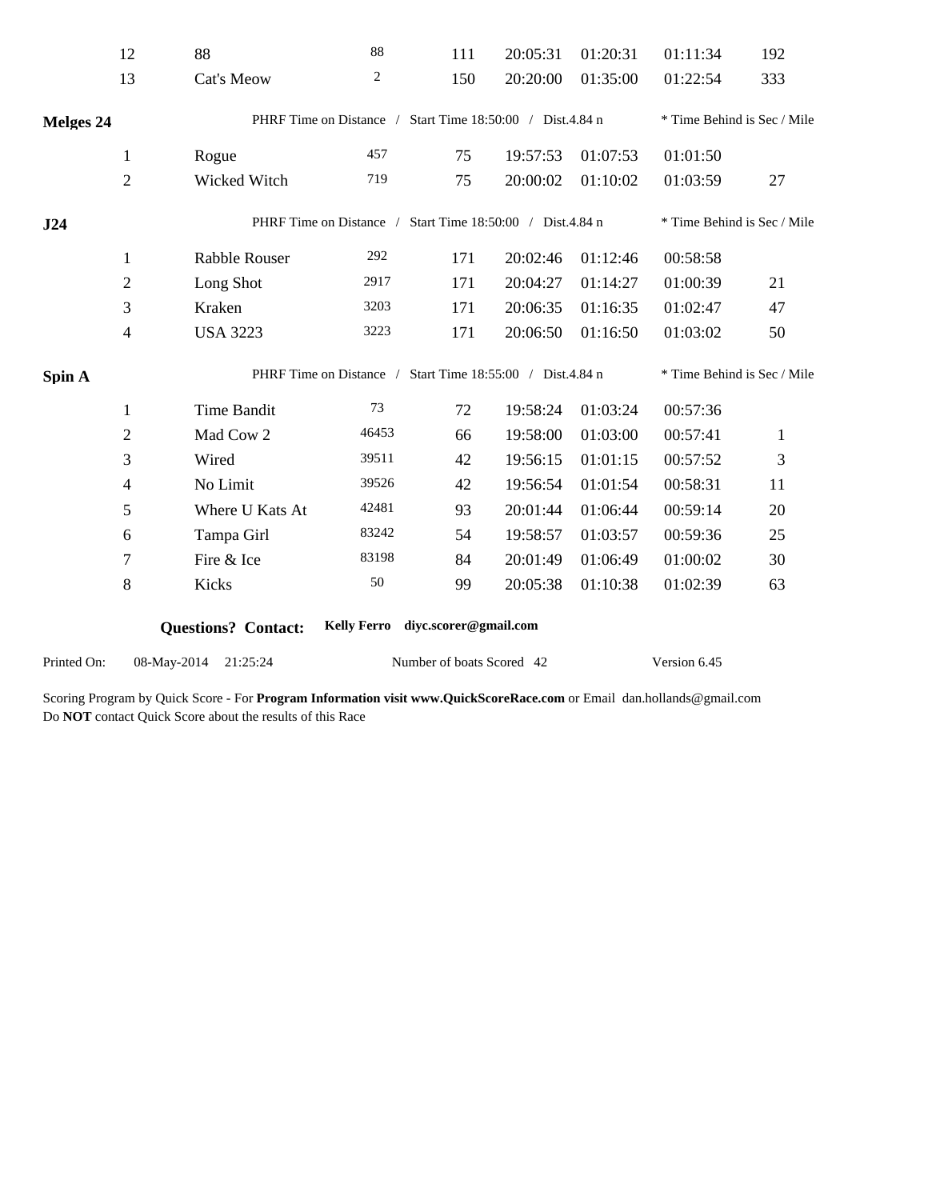| | | | | | | | |
|---|---|---|---|---|---|---|---|
| 12 | 88 | 88 | 111 | 20:05:31 | 01:20:31 | 01:11:34 | 192 |
| 13 | Cat's Meow | 2 | 150 | 20:20:00 | 01:35:00 | 01:22:54 | 333 |

**Melges 24** PHRF Time on Distance / Start Time 18:50:00 / Dist.4.84 n * Time Behind is Sec / Mile

| | | | | | | | |
|---|---|---|---|---|---|---|---|
| 1 | Rogue | 457 | 75 | 19:57:53 | 01:07:53 | 01:01:50 | |
| 2 | Wicked Witch | 719 | 75 | 20:00:02 | 01:10:02 | 01:03:59 | 27 |

**J24** PHRF Time on Distance / Start Time 18:50:00 / Dist.4.84 n * Time Behind is Sec / Mile

| | | | | | | | |
|---|---|---|---|---|---|---|---|
| 1 | Rabble Rouser | 292 | 171 | 20:02:46 | 01:12:46 | 00:58:58 | |
| 2 | Long Shot | 2917 | 171 | 20:04:27 | 01:14:27 | 01:00:39 | 21 |
| 3 | Kraken | 3203 | 171 | 20:06:35 | 01:16:35 | 01:02:47 | 47 |
| 4 | USA 3223 | 3223 | 171 | 20:06:50 | 01:16:50 | 01:03:02 | 50 |

**Spin A** PHRF Time on Distance / Start Time 18:55:00 / Dist.4.84 n * Time Behind is Sec / Mile

| | | | | | | | |
|---|---|---|---|---|---|---|---|
| 1 | Time Bandit | 73 | 72 | 19:58:24 | 01:03:24 | 00:57:36 | |
| 2 | Mad Cow 2 | 46453 | 66 | 19:58:00 | 01:03:00 | 00:57:41 | 1 |
| 3 | Wired | 39511 | 42 | 19:56:15 | 01:01:15 | 00:57:52 | 3 |
| 4 | No Limit | 39526 | 42 | 19:56:54 | 01:01:54 | 00:58:31 | 11 |
| 5 | Where U Kats At | 42481 | 93 | 20:01:44 | 01:06:44 | 00:59:14 | 20 |
| 6 | Tampa Girl | 83242 | 54 | 19:58:57 | 01:03:57 | 00:59:36 | 25 |
| 7 | Fire & Ice | 83198 | 84 | 20:01:49 | 01:06:49 | 01:00:02 | 30 |
| 8 | Kicks | 50 | 99 | 20:05:38 | 01:10:38 | 01:02:39 | 63 |

**Questions? Contact:** **Kelly Ferro diyc.scorer@gmail.com**

Printed On: 08-May-2014 21:25:24 Number of boats Scored 42 Version 6.45

Scoring Program by Quick Score - For **Program Information visit www.QuickScoreRace.com** or Email dan.hollands@gmail.com
Do **NOT** contact Quick Score about the results of this Race